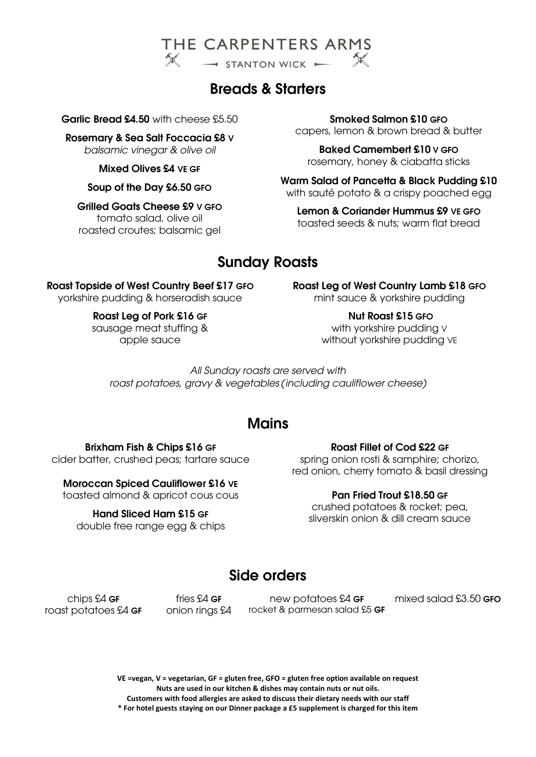# THE CARPENTERS ARMS

STANTON WICK

## Breads & Starters

**Garlic Bread £4.50** with cheese £5.50

**Rosemary & Sea Salt Foccacia £8 V**
*balsamic vinegar & olive oil*

**Mixed Olives £4 VE GF**

**Soup of the Day £6.50 GFO**

**Grilled Goats Cheese £9 V GFO**
tomato salad, olive oil
roasted croutes; balsamic gel

**Smoked Salmon £10 GFO**
capers, lemon & brown bread & butter

**Baked Camembert £10 V GFO**
rosemary, honey & ciabatta sticks

**Warm Salad of Pancetta & Black Pudding £10**
with sauté potato & a crispy poached egg

**Lemon & Coriander Hummus £9 VE GFO**
toasted seeds & nuts; warm flat bread

## Sunday Roasts

**Roast Topside of West Country Beef £17 GFO**
yorkshire pudding & horseradish sauce

**Roast Leg of Pork £16 GF**
sausage meat stuffing &
apple sauce

**Roast Leg of West Country Lamb £18 GFO**
mint sauce & yorkshire pudding

**Nut Roast £15 GFO**
with yorkshire pudding V
without yorkshire pudding VE

*All Sunday roasts are served with*
*roast potatoes, gravy & vegetables (including cauliflower cheese)*

## Mains

**Brixham Fish & Chips £16 GF**
cider batter, crushed peas; tartare sauce

**Moroccan Spiced Cauliflower £16 VE**
toasted almond & apricot cous cous

**Hand Sliced Ham £15 GF**
double free range egg & chips

**Roast Fillet of Cod £22 GF**
spring onion rosti & samphire; chorizo,
red onion, cherry tomato & basil dressing

**Pan Fried Trout £18.50 GF**
crushed potatoes & rocket; pea,
sliverskin onion & dill cream sauce

## Side orders

chips £4 **GF**
roast potatoes £4 **GF**

fries £4 **GF**
onion rings £4

new potatoes £4 **GF**
rocket & parmesan salad £5 **GF**

mixed salad £3.50 **GFO**

**VE =vegan, V = vegetarian, GF = gluten free, GFO = gluten free option available on request**
**Nuts are used in our kitchen & dishes may contain nuts or nut oils.**
**Customers with food allergies are asked to discuss their dietary needs with our staff**
**\* For hotel guests staying on our Dinner package a £5 supplement is charged for this item**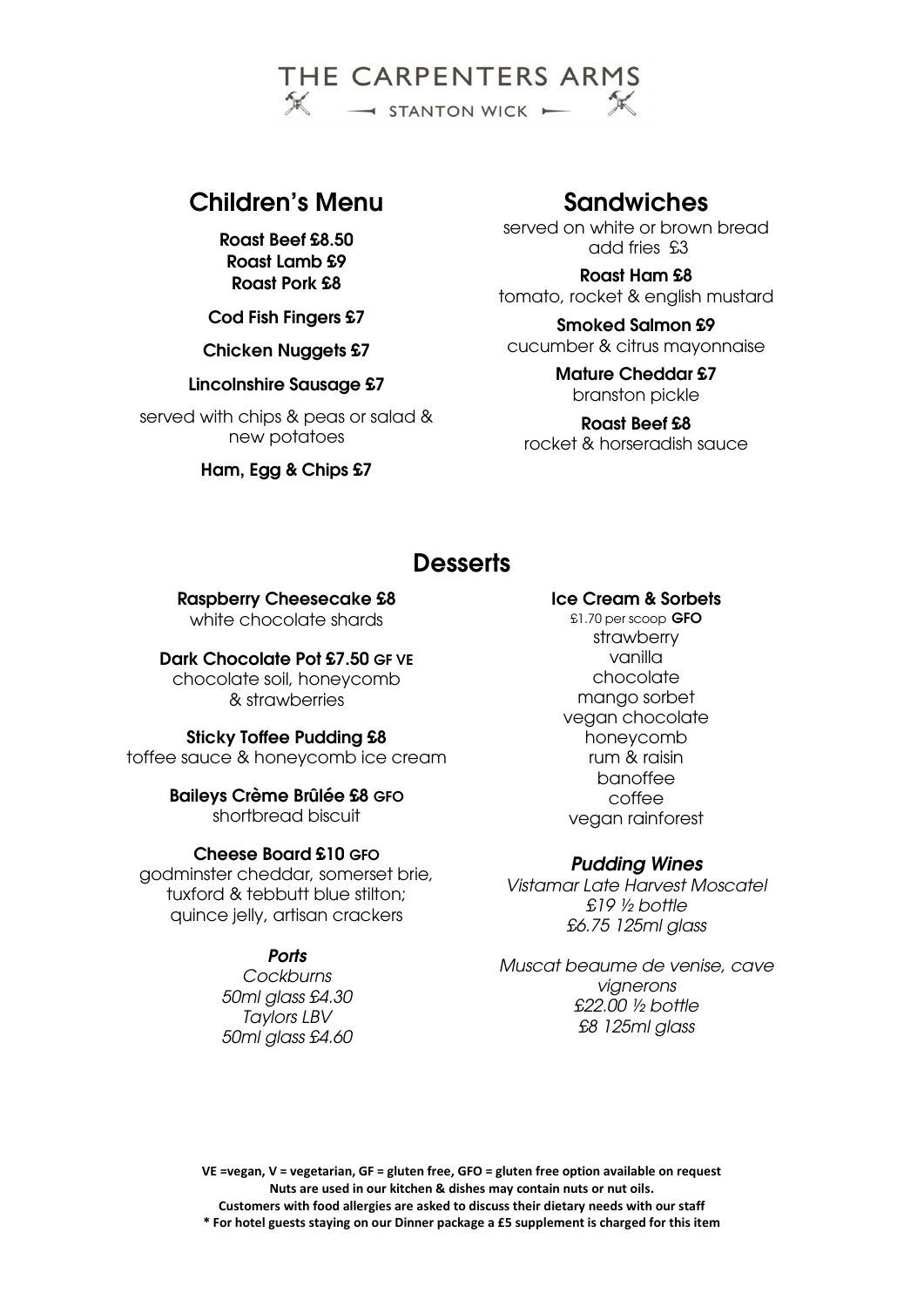# THE CARPENTERS ARMS

STANTON WICK

## Children's Menu

**Roast Beef £8.50**
**Roast Lamb £9**
**Roast Pork £8**

**Cod Fish Fingers £7**

**Chicken Nuggets £7**

**Lincolnshire Sausage £7**

served with chips & peas or salad & new potatoes

**Ham, Egg & Chips £7**

## Sandwiches

served on white or brown bread
add fries £3

**Roast Ham £8**
tomato, rocket & english mustard

**Smoked Salmon £9**
cucumber & citrus mayonnaise

**Mature Cheddar £7**
branston pickle

**Roast Beef £8**
rocket & horseradish sauce

## Desserts

**Raspberry Cheesecake £8**
white chocolate shards

**Dark Chocolate Pot £7.50 GF VE**
chocolate soil, honeycomb & strawberries

**Sticky Toffee Pudding £8**
toffee sauce & honeycomb ice cream

**Baileys Crème Brûlée £8 GFO**
shortbread biscuit

**Cheese Board £10 GFO**
godminster cheddar, somerset brie, tuxford & tebbutt blue stilton; quince jelly, artisan crackers

***Ports***

*Cockburns*
*50ml glass £4.30*
*Taylors LBV*
*50ml glass £4.60*

**Ice Cream & Sorbets**
£1.70 per scoop **GFO**
strawberry
vanilla
chocolate
mango sorbet
vegan chocolate
honeycomb
rum & raisin
banoffee
coffee
vegan rainforest

***Pudding Wines***

*Vistamar Late Harvest Moscatel*
*£19 ½ bottle*
*£6.75 125ml glass*

*Muscat beaume de venise, cave vignerons*
*£22.00 ½ bottle*
*£8 125ml glass*

**VE =vegan, V = vegetarian, GF = gluten free, GFO = gluten free option available on request**
**Nuts are used in our kitchen & dishes may contain nuts or nut oils.**
**Customers with food allergies are asked to discuss their dietary needs with our staff**
**\* For hotel guests staying on our Dinner package a £5 supplement is charged for this item**